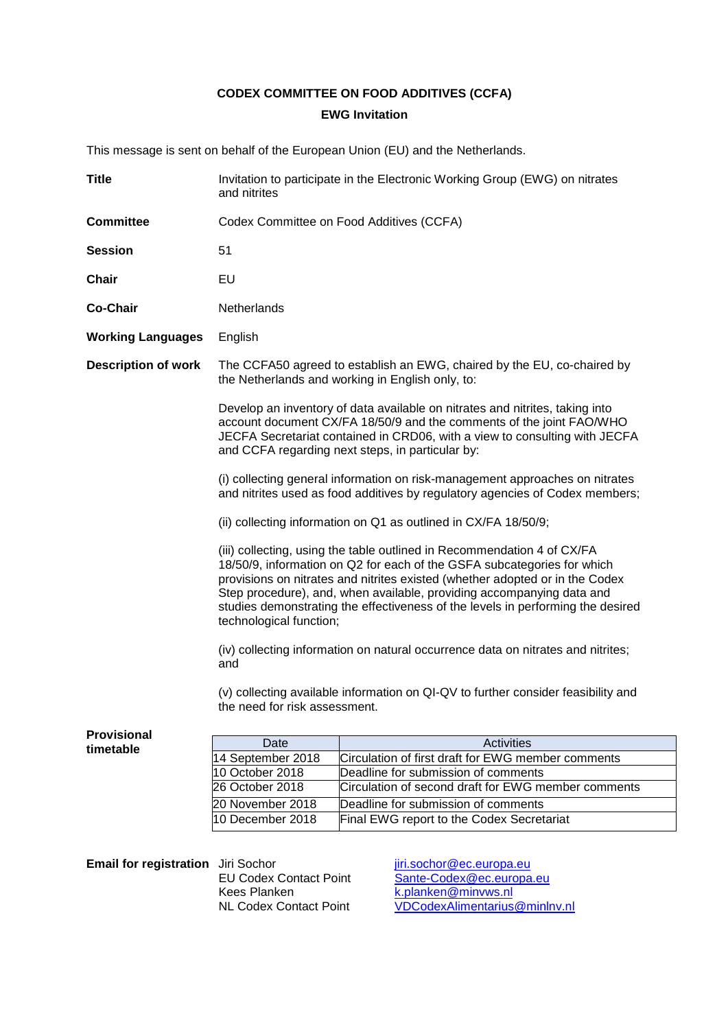# CODEX COMMITTEE ON FOOD ADDITIVES (CCFA)

## EWG Invitation

This message is sent on behalf of the European Union (EU) and the Netherlands.

**Title** Invitation to participate in the Electronic Working Group (EWG) on nitrates and nitrites

**Committee** Codex Committee on Food Additives (CCFA)

**Session** 51

**Chair** EU

**Co-Chair** Netherlands

**Working Languages** English

**Description of work** The CCFA50 agreed to establish an EWG, chaired by the EU, co-chaired by the Netherlands and working in English only, to:

Develop an inventory of data available on nitrates and nitrites, taking into account document CX/FA 18/50/9 and the comments of the joint FAO/WHO JECFA Secretariat contained in CRD06, with a view to consulting with JECFA and CCFA regarding next steps, in particular by:

(i) collecting general information on risk-management approaches on nitrates and nitrites used as food additives by regulatory agencies of Codex members;

(ii) collecting information on Q1 as outlined in CX/FA 18/50/9;

(iii) collecting, using the table outlined in Recommendation 4 of CX/FA 18/50/9, information on Q2 for each of the GSFA subcategories for which provisions on nitrates and nitrites existed (whether adopted or in the Codex Step procedure), and, when available, providing accompanying data and studies demonstrating the effectiveness of the levels in performing the desired technological function;

(iv) collecting information on natural occurrence data on nitrates and nitrites; and

(v) collecting available information on QI-QV to further consider feasibility and the need for risk assessment.

**Provisional timetable**

| Date | Activities |
|---|---|
| 14 September 2018 | Circulation of first draft for EWG member comments |
| 10 October 2018 | Deadline for submission of comments |
| 26 October 2018 | Circulation of second draft for EWG member comments |
| 20 November 2018 | Deadline for submission of comments |
| 10 December 2018 | Final EWG report to the Codex Secretariat |

**Email for registration**

| | |
|---|---|
| Jiri Sochor | jiri.sochor@ec.europa.eu |
| EU Codex Contact Point | Sante-Codex@ec.europa.eu |
| Kees Planken | k.planken@minvws.nl |
| NL Codex Contact Point | VDCodexAlimentarius@minlnv.nl |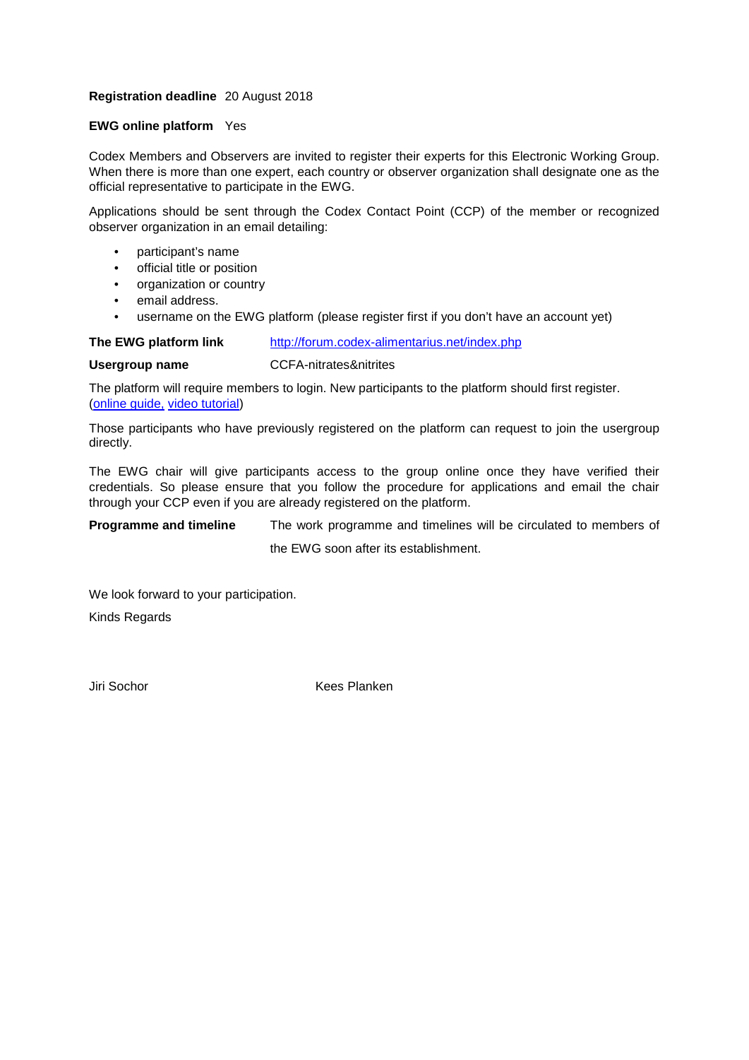**Registration deadline** 20 August 2018

**EWG online platform** Yes

Codex Members and Observers are invited to register their experts for this Electronic Working Group. When there is more than one expert, each country or observer organization shall designate one as the official representative to participate in the EWG.

Applications should be sent through the Codex Contact Point (CCP) of the member or recognized observer organization in an email detailing:

- participant's name
- official title or position
- organization or country
- email address.
- username on the EWG platform (please register first if you don't have an account yet)

**The EWG platform link** [http://forum.codex-alimentarius.net/index.php](http://forum.codex-alimentarius.net/index.php)

**Usergroup name** CCFA-nitrates&nitrites

The platform will require members to login. New participants to the platform should first register. (online guide, video tutorial)

Those participants who have previously registered on the platform can request to join the usergroup directly.

The EWG chair will give participants access to the group online once they have verified their credentials. So please ensure that you follow the procedure for applications and email the chair through your CCP even if you are already registered on the platform.

**Programme and timeline** The work programme and timelines will be circulated to members of the EWG soon after its establishment.

We look forward to your participation.

Kinds Regards

Jiri Sochor Kees Planken